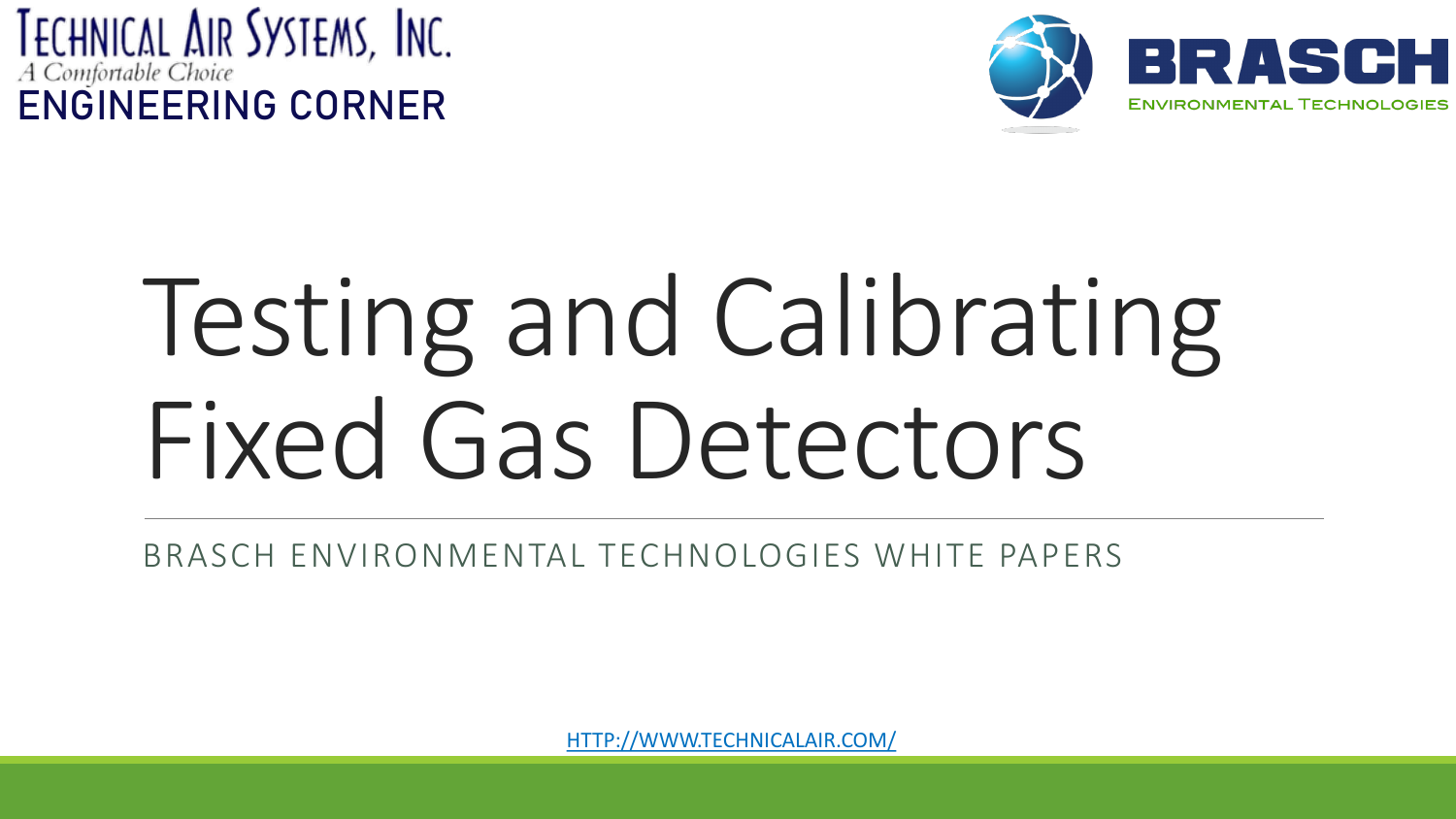Technical Air Systems, Inc.

*A Comfortable Choice*

ENGINEERING CORNER

BRASCH

ENVIRONMENTAL TECHNOLOGIES

# Testing and Calibrating Fixed Gas Detectors

BRASCH ENVIRONMENTAL TECHNOLOGIES WHITE PAPERS

[HTTP://WWW.TECHNICALAIR.COM/](http://www.technicalair.com/)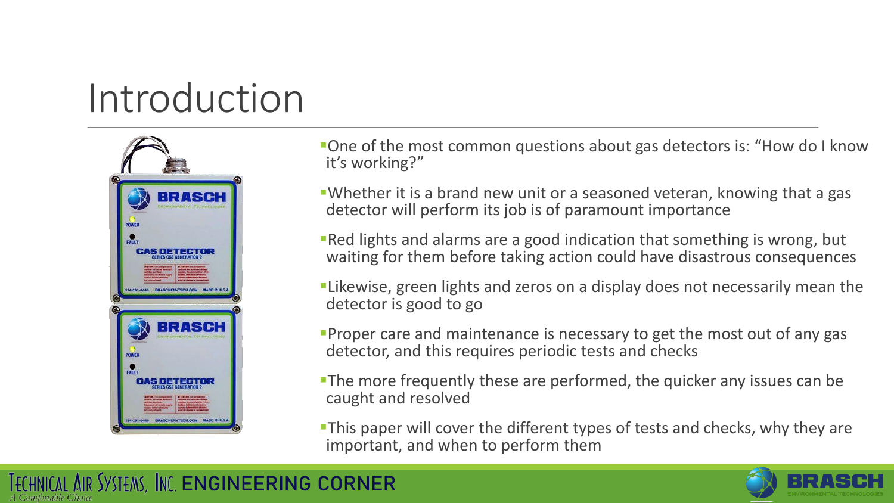# Introduction

- One of the most common questions about gas detectors is: "How do I know it's working?"
- Whether it is a brand new unit or a seasoned veteran, knowing that a gas detector will perform its job is of paramount importance
- Red lights and alarms are a good indication that something is wrong, but waiting for them before taking action could have disastrous consequences
- Likewise, green lights and zeros on a display does not necessarily mean the detector is good to go
- Proper care and maintenance is necessary to get the most out of any gas detector, and this requires periodic tests and checks
- The more frequently these are performed, the quicker any issues can be caught and resolved
- This paper will cover the different types of tests and checks, why they are important, and when to perform them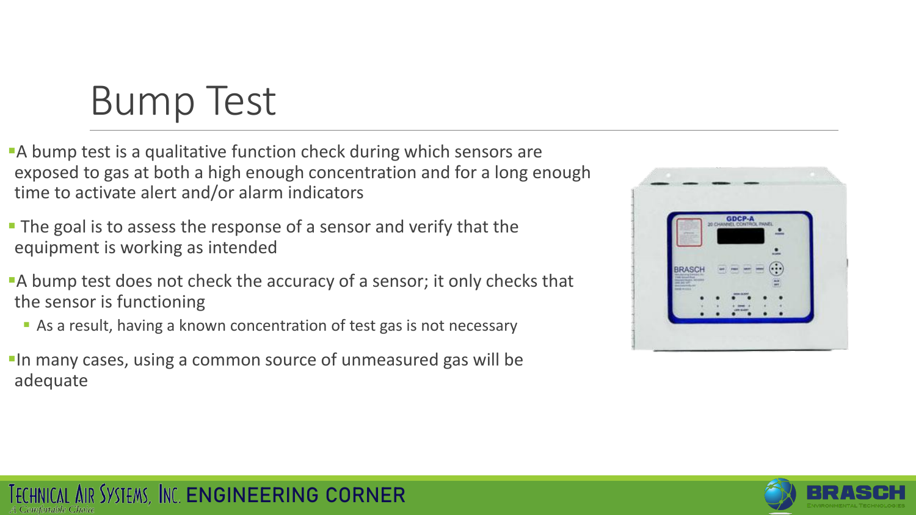# Bump Test

- A bump test is a qualitative function check during which sensors are exposed to gas at both a high enough concentration and for a long enough time to activate alert and/or alarm indicators
- The goal is to assess the response of a sensor and verify that the equipment is working as intended
- A bump test does not check the accuracy of a sensor; it only checks that the sensor is functioning
  - As a result, having a known concentration of test gas is not necessary
- In many cases, using a common source of unmeasured gas will be adequate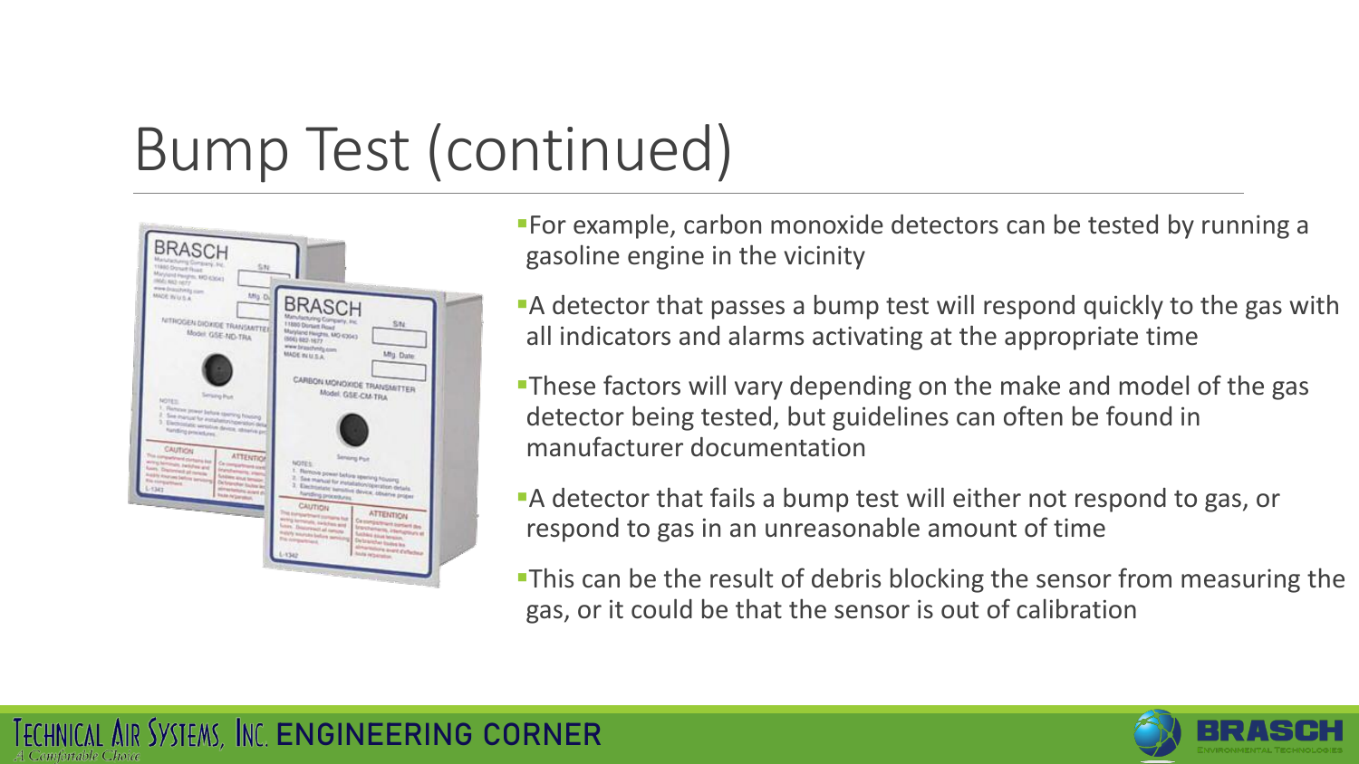# Bump Test (continued)

- For example, carbon monoxide detectors can be tested by running a gasoline engine in the vicinity
- A detector that passes a bump test will respond quickly to the gas with all indicators and alarms activating at the appropriate time
- These factors will vary depending on the make and model of the gas detector being tested, but guidelines can often be found in manufacturer documentation
- A detector that fails a bump test will either not respond to gas, or respond to gas in an unreasonable amount of time
- This can be the result of debris blocking the sensor from measuring the gas, or it could be that the sensor is out of calibration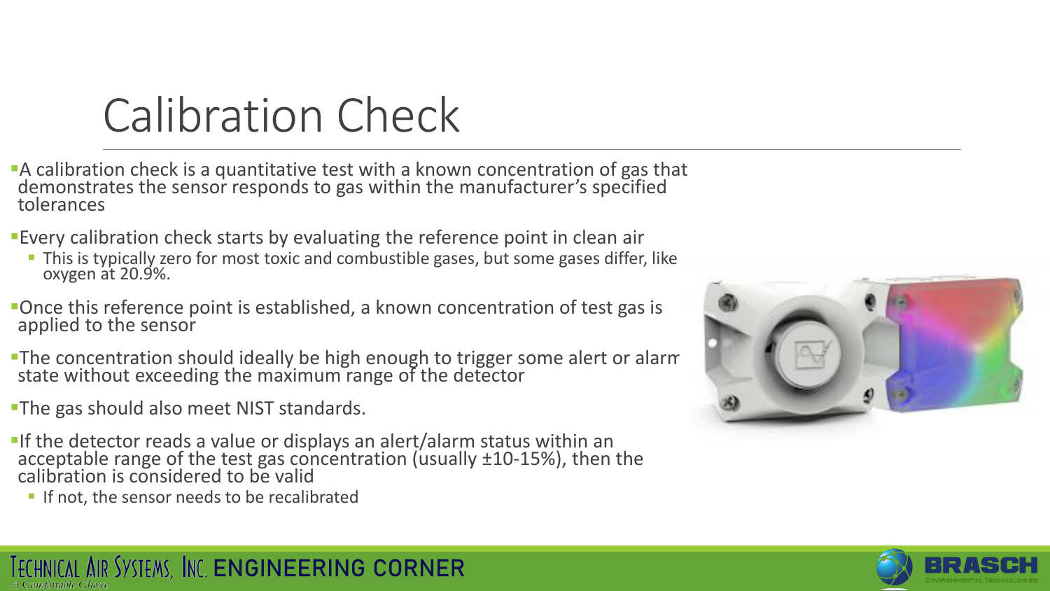# Calibration Check

- A calibration check is a quantitative test with a known concentration of gas that demonstrates the sensor responds to gas within the manufacturer's specified tolerances
- Every calibration check starts by evaluating the reference point in clean air
  - This is typically zero for most toxic and combustible gases, but some gases differ, like oxygen at 20.9%.
- Once this reference point is established, a known concentration of test gas is applied to the sensor
- The concentration should ideally be high enough to trigger some alert or alarm state without exceeding the maximum range of the detector
- The gas should also meet NIST standards.
- If the detector reads a value or displays an alert/alarm status within an acceptable range of the test gas concentration (usually ±10-15%), then the calibration is considered to be valid
  - If not, the sensor needs to be recalibrated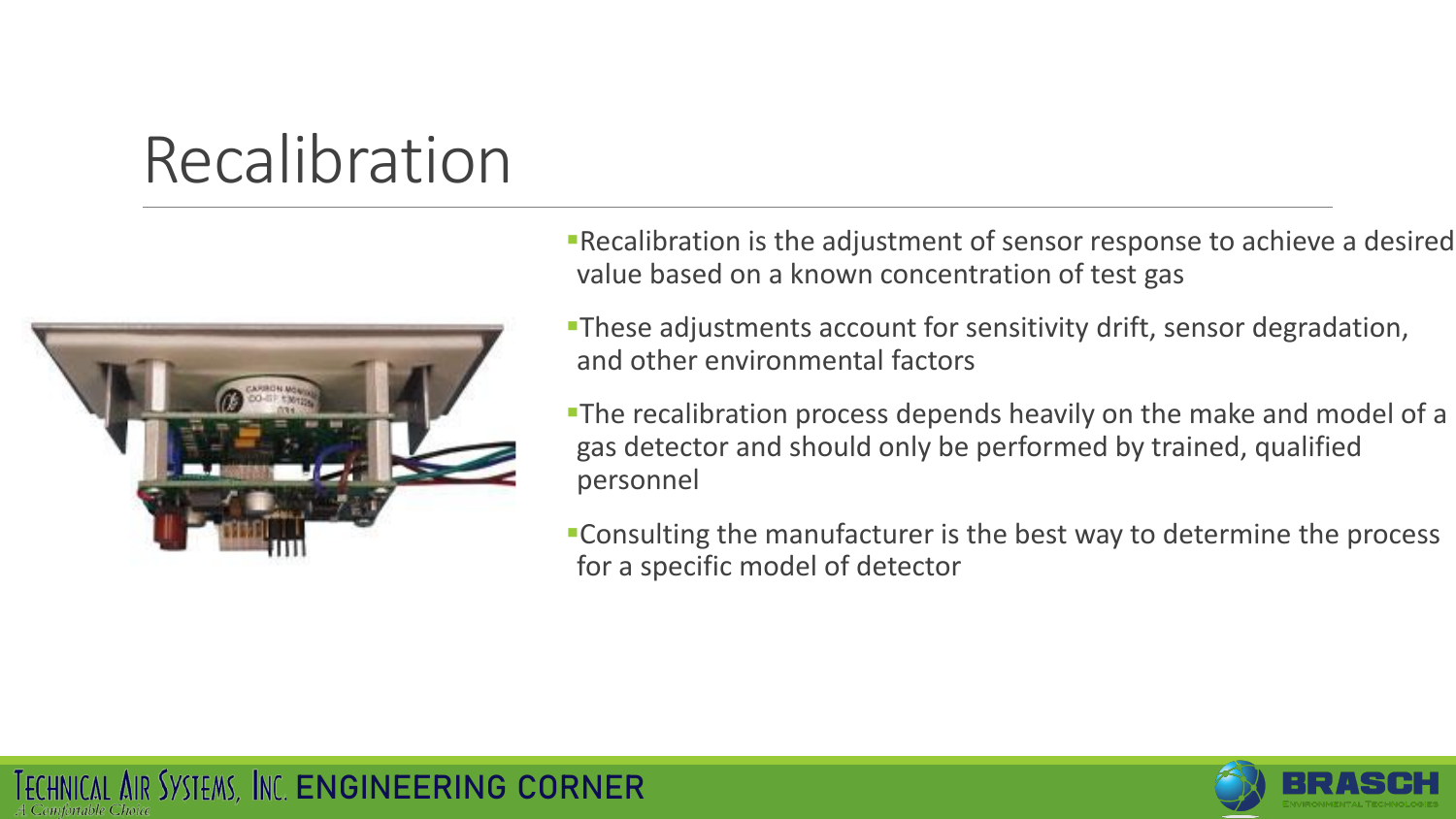# Recalibration

- Recalibration is the adjustment of sensor response to achieve a desired value based on a known concentration of test gas
- These adjustments account for sensitivity drift, sensor degradation, and other environmental factors
- The recalibration process depends heavily on the make and model of a gas detector and should only be performed by trained, qualified personnel
- Consulting the manufacturer is the best way to determine the process for a specific model of detector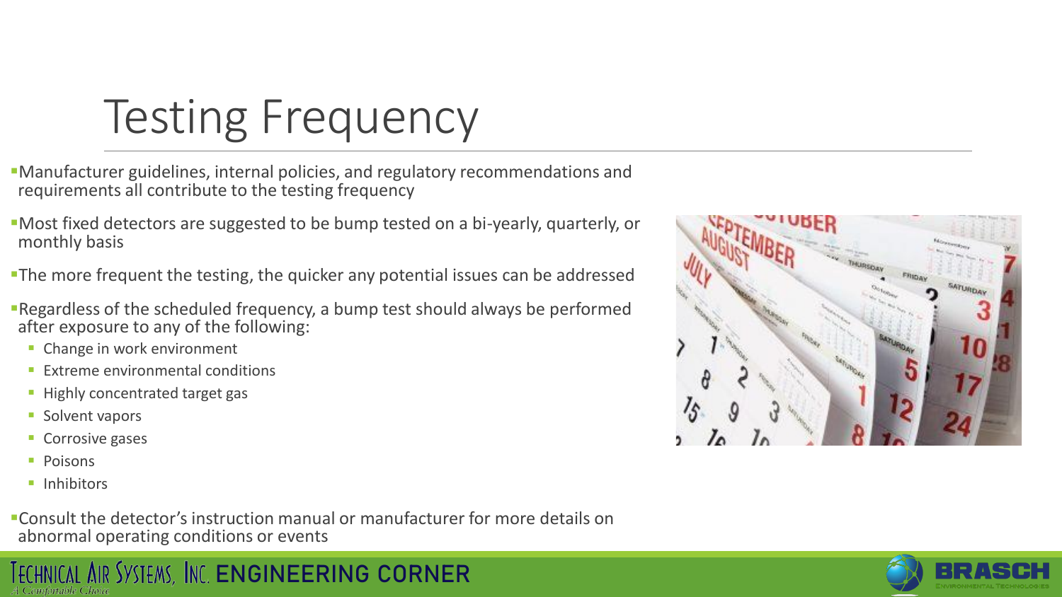# Testing Frequency

- Manufacturer guidelines, internal policies, and regulatory recommendations and requirements all contribute to the testing frequency
- Most fixed detectors are suggested to be bump tested on a bi-yearly, quarterly, or monthly basis
- The more frequent the testing, the quicker any potential issues can be addressed
- Regardless of the scheduled frequency, a bump test should always be performed after exposure to any of the following:
  - Change in work environment
  - Extreme environmental conditions
  - Highly concentrated target gas
  - Solvent vapors
  - Corrosive gases
  - Poisons
  - Inhibitors
- Consult the detector's instruction manual or manufacturer for more details on abnormal operating conditions or events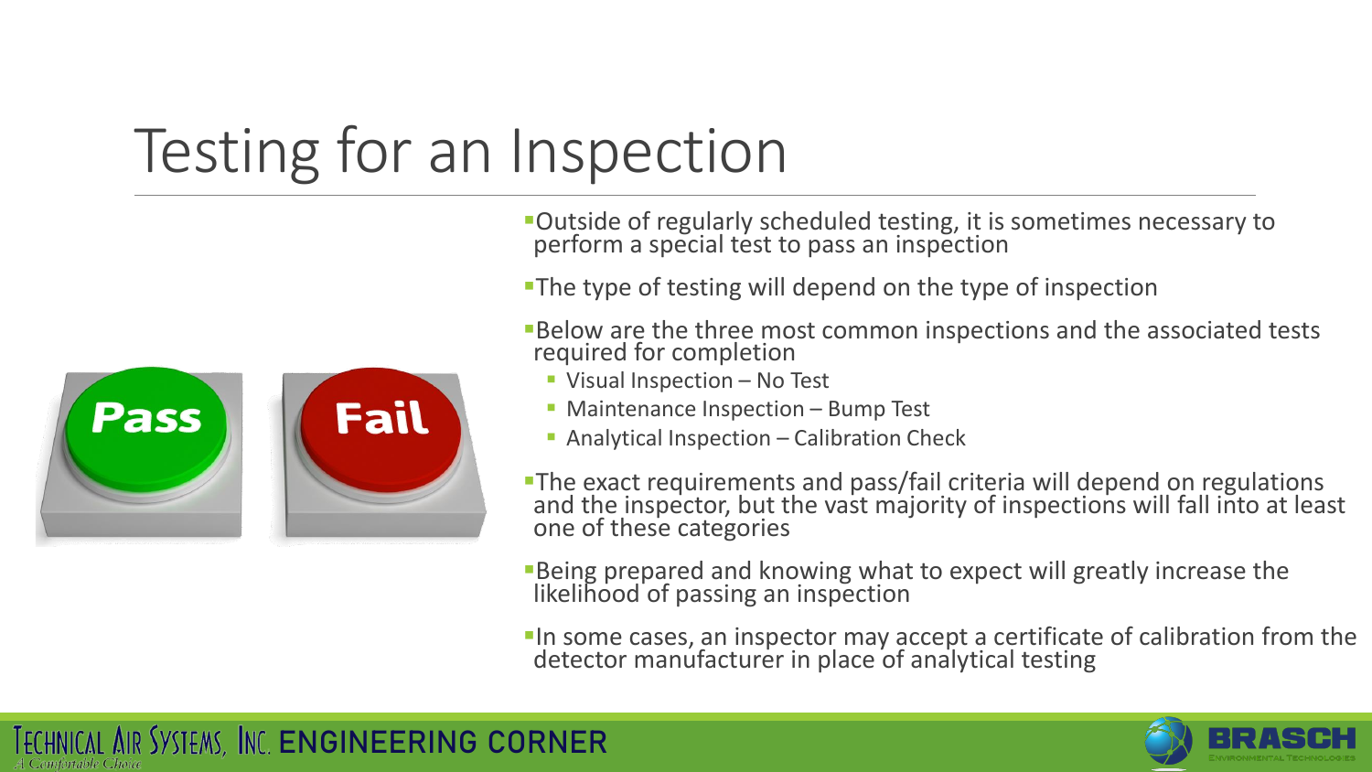# Testing for an Inspection

- Outside of regularly scheduled testing, it is sometimes necessary to perform a special test to pass an inspection
- The type of testing will depend on the type of inspection
- Below are the three most common inspections and the associated tests required for completion
  - Visual Inspection – No Test
  - Maintenance Inspection – Bump Test
  - Analytical Inspection – Calibration Check
- The exact requirements and pass/fail criteria will depend on regulations and the inspector, but the vast majority of inspections will fall into at least one of these categories
- Being prepared and knowing what to expect will greatly increase the likelihood of passing an inspection
- In some cases, an inspector may accept a certificate of calibration from the detector manufacturer in place of analytical testing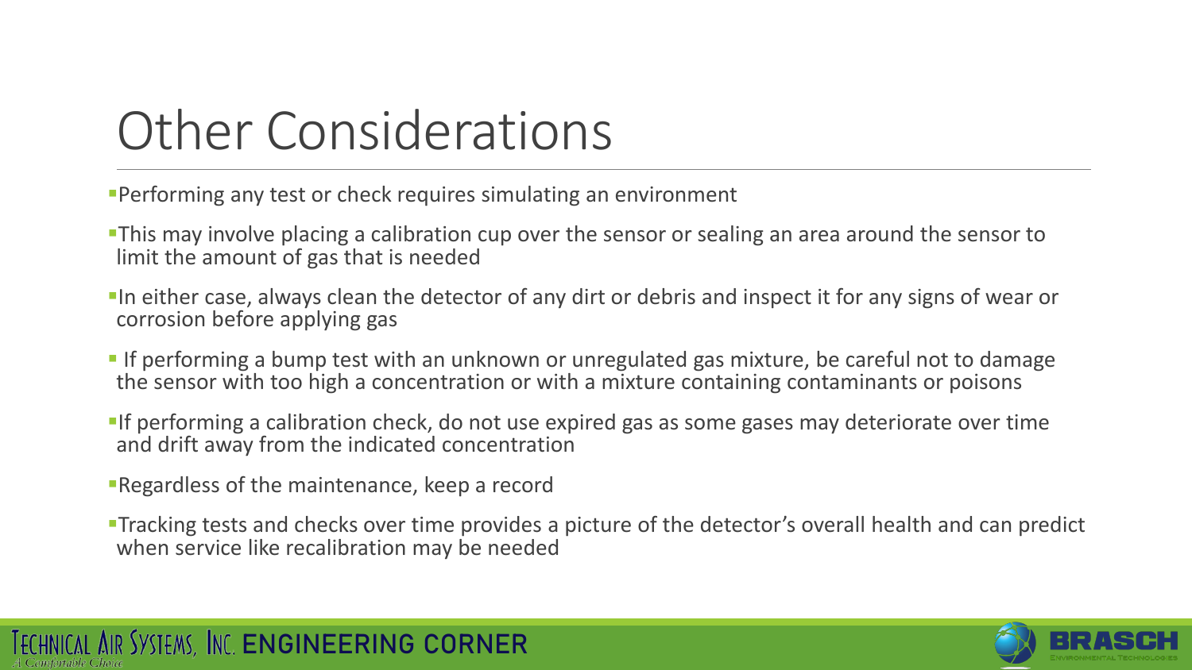# Other Considerations

- Performing any test or check requires simulating an environment
- This may involve placing a calibration cup over the sensor or sealing an area around the sensor to limit the amount of gas that is needed
- In either case, always clean the detector of any dirt or debris and inspect it for any signs of wear or corrosion before applying gas
- If performing a bump test with an unknown or unregulated gas mixture, be careful not to damage the sensor with too high a concentration or with a mixture containing contaminants or poisons
- If performing a calibration check, do not use expired gas as some gases may deteriorate over time and drift away from the indicated concentration
- Regardless of the maintenance, keep a record
- Tracking tests and checks over time provides a picture of the detector's overall health and can predict when service like recalibration may be needed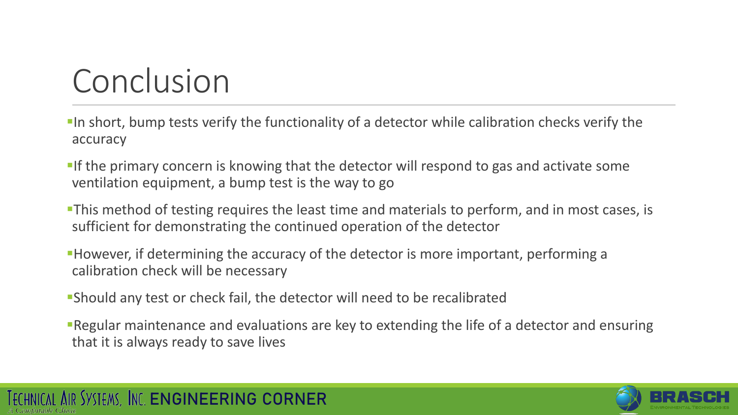# Conclusion

- In short, bump tests verify the functionality of a detector while calibration checks verify the accuracy
- If the primary concern is knowing that the detector will respond to gas and activate some ventilation equipment, a bump test is the way to go
- This method of testing requires the least time and materials to perform, and in most cases, is sufficient for demonstrating the continued operation of the detector
- However, if determining the accuracy of the detector is more important, performing a calibration check will be necessary
- Should any test or check fail, the detector will need to be recalibrated
- Regular maintenance and evaluations are key to extending the life of a detector and ensuring that it is always ready to save lives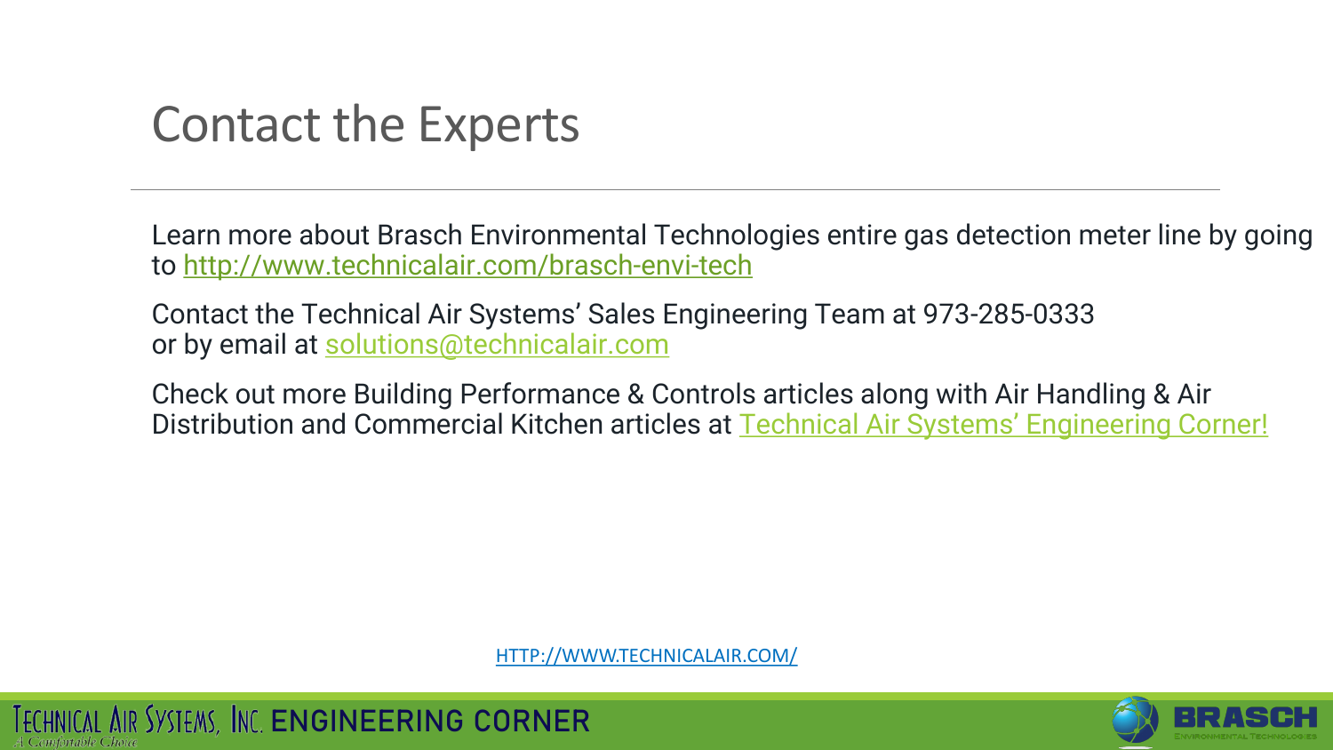# Contact the Experts

Learn more about Brasch Environmental Technologies entire gas detection meter line by going to http://www.technicalair.com/brasch-envi-tech

Contact the Technical Air Systems' Sales Engineering Team at 973-285-0333 or by email at solutions@technicalair.com

Check out more Building Performance & Controls articles along with Air Handling & Air Distribution and Commercial Kitchen articles at Technical Air Systems' Engineering Corner!

HTTP://WWW.TECHNICALAIR.COM/